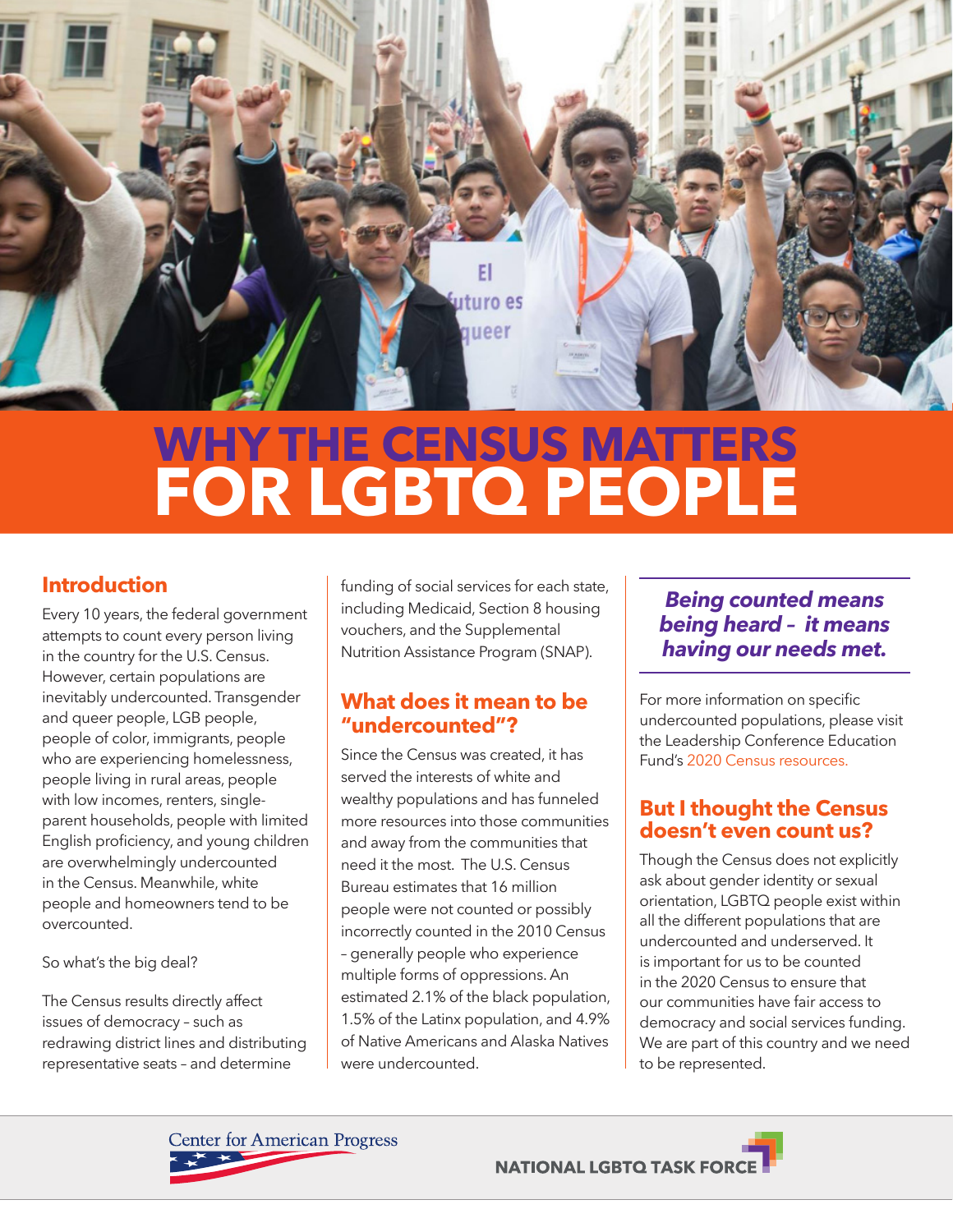# WHY THE CENSUS MATTERS FOR LGBTQ PEOPLE

## Introduction

Every 10 years, the federal government attempts to count every person living in the country for the U.S. Census. However, certain populations are inevitably undercounted. Transgender and queer people, LGB people, people of color, immigrants, people who are experiencing homelessness, people living in rural areas, people with low incomes, renters, single-parent households, people with limited English proficiency, and young children are overwhelmingly undercounted in the Census. Meanwhile, white people and homeowners tend to be overcounted.

So what's the big deal?

The Census results directly affect issues of democracy – such as redrawing district lines and distributing representative seats – and determine funding of social services for each state, including Medicaid, Section 8 housing vouchers, and the Supplemental Nutrition Assistance Program (SNAP).

## What does it mean to be "undercounted"?

Since the Census was created, it has served the interests of white and wealthy populations and has funneled more resources into those communities and away from the communities that need it the most. The U.S. Census Bureau estimates that 16 million people were not counted or possibly incorrectly counted in the 2010 Census – generally people who experience multiple forms of oppressions. An estimated 2.1% of the black population, 1.5% of the Latinx population, and 4.9% of Native Americans and Alaska Natives were undercounted.

***Being counted means being heard – it means having our needs met.***

For more information on specific undercounted populations, please visit the Leadership Conference Education Fund's 2020 Census resources.

## But I thought the Census doesn't even count us?

Though the Census does not explicitly ask about gender identity or sexual orientation, LGBTQ people exist within all the different populations that are undercounted and underserved. It is important for us to be counted in the 2020 Census to ensure that our communities have fair access to democracy and social services funding. We are part of this country and we need to be represented.

Center for American Progress

NATIONAL LGBTQ TASK FORCE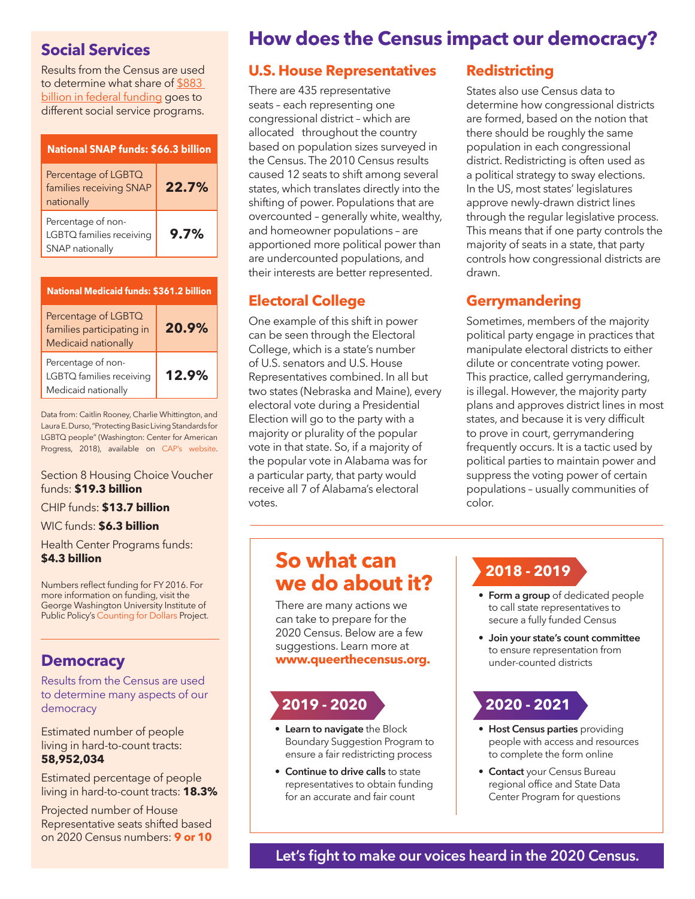## Social Services

Results from the Census are used to determine what share of $883 billion in federal funding goes to different social service programs.

| National SNAP funds: $66.3 billion | |
|---|---|
| Percentage of LGBTQ families receiving SNAP nationally | **22.7%** |
| Percentage of non-LGBTQ families receiving SNAP nationally | **9.7%** |

| National Medicaid funds: $361.2 billion | |
|---|---|
| Percentage of LGBTQ families participating in Medicaid nationally | **20.9%** |
| Percentage of non-LGBTQ families receiving Medicaid nationally | **12.9%** |

Data from: Caitlin Rooney, Charlie Whittington, and Laura E. Durso, "Protecting Basic Living Standards for LGBTQ people" (Washington: Center for American Progress, 2018), available on CAP's website.

Section 8 Housing Choice Voucher funds: **$19.3 billion**

CHIP funds: **$13.7 billion**

WIC funds: **$6.3 billion**

Health Center Programs funds: **$4.3 billion**

Numbers reflect funding for FY 2016. For more information on funding, visit the George Washington University Institute of Public Policy's Counting for Dollars Project.

## Democracy

Results from the Census are used to determine many aspects of our democracy

Estimated number of people living in hard-to-count tracts: **58,952,034**

Estimated percentage of people living in hard-to-count tracts: **18.3%**

Projected number of House Representative seats shifted based on 2020 Census numbers: **9 or 10**

# How does the Census impact our democracy?

### U.S. House Representatives

There are 435 representative seats – each representing one congressional district – which are allocated throughout the country based on population sizes surveyed in the Census. The 2010 Census results caused 12 seats to shift among several states, which translates directly into the shifting of power. Populations that are overcounted – generally white, wealthy, and homeowner populations – are apportioned more political power than are undercounted populations, and their interests are better represented.

### Electoral College

One example of this shift in power can be seen through the Electoral College, which is a state's number of U.S. senators and U.S. House Representatives combined. In all but two states (Nebraska and Maine), every electoral vote during a Presidential Election will go to the party with a majority or plurality of the popular vote in that state. So, if a majority of the popular vote in Alabama was for a particular party, that party would receive all 7 of Alabama's electoral votes.

### Redistricting

States also use Census data to determine how congressional districts are formed, based on the notion that there should be roughly the same population in each congressional district. Redistricting is often used as a political strategy to sway elections. In the US, most states' legislatures approve newly-drawn district lines through the regular legislative process. This means that if one party controls the majority of seats in a state, that party controls how congressional districts are drawn.

### Gerrymandering

Sometimes, members of the majority political party engage in practices that manipulate electoral districts to either dilute or concentrate voting power. This practice, called gerrymandering, is illegal. However, the majority party plans and approves district lines in most states, and because it is very difficult to prove in court, gerrymandering frequently occurs. It is a tactic used by political parties to maintain power and suppress the voting power of certain populations – usually communities of color.

## So what can we do about it?

There are many actions we can take to prepare for the 2020 Census. Below are a few suggestions. Learn more at **www.queerthecensus.org.**

### 2018 - 2019

- **Form a group** of dedicated people to call state representatives to secure a fully funded Census
- **Join your state's count committee** to ensure representation from under-counted districts

### 2019 - 2020

- **Learn to navigate** the Block Boundary Suggestion Program to ensure a fair redistricting process
- **Continue to drive calls** to state representatives to obtain funding for an accurate and fair count

### 2020 - 2021

- **Host Census parties** providing people with access and resources to complete the form online
- **Contact** your Census Bureau regional office and State Data Center Program for questions

**Let's fight to make our voices heard in the 2020 Census.**